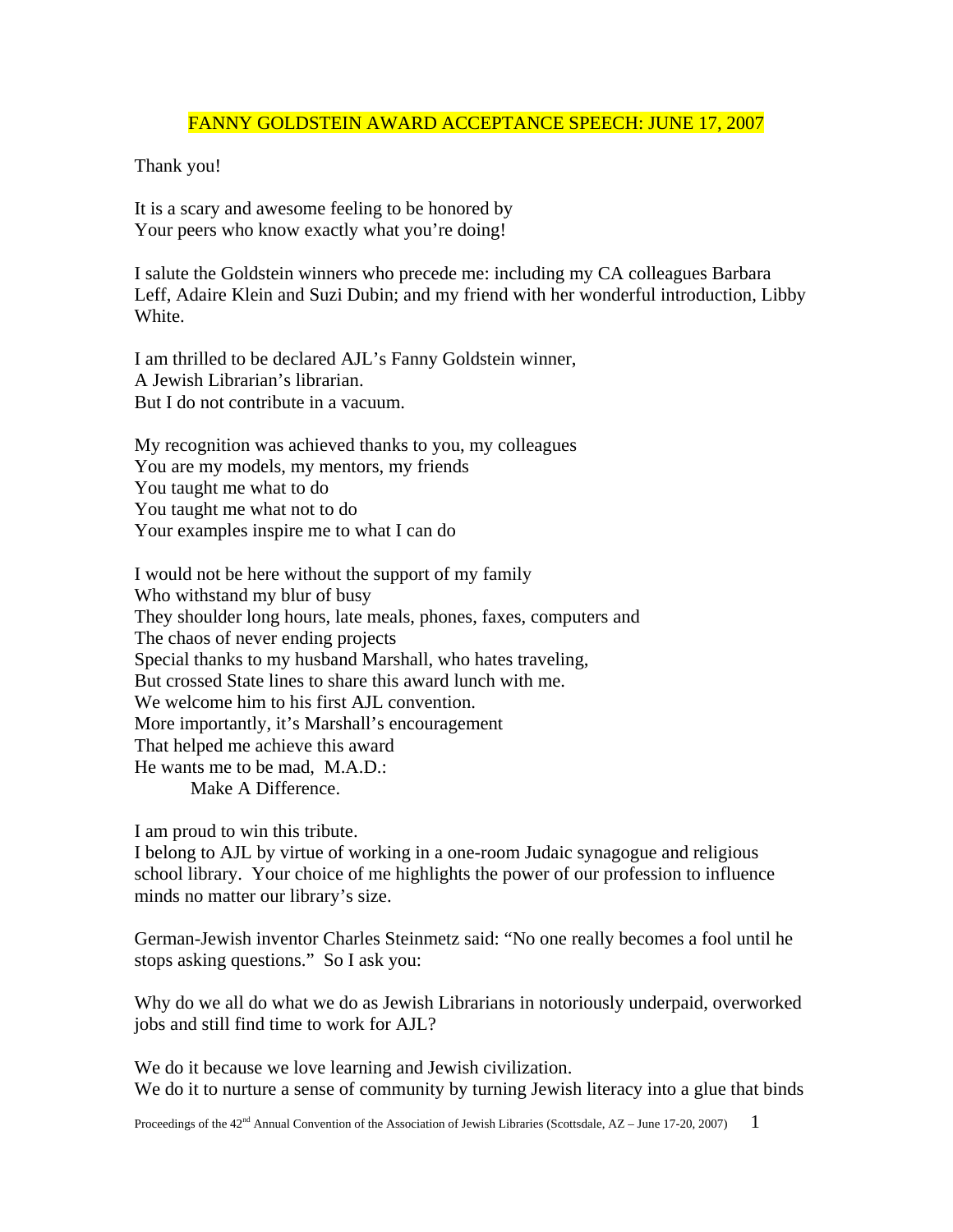# FANNY GOLDSTEIN AWARD ACCEPTANCE SPEECH: JUNE 17, 2007

Thank you!

It is a scary and awesome feeling to be honored by
Your peers who know exactly what you're doing!

I salute the Goldstein winners who precede me: including my CA colleagues Barbara Leff, Adaire Klein and Suzi Dubin; and my friend with her wonderful introduction, Libby White.

I am thrilled to be declared AJL's Fanny Goldstein winner,
A Jewish Librarian's librarian.
But I do not contribute in a vacuum.

My recognition was achieved thanks to you, my colleagues
You are my models, my mentors, my friends
You taught me what to do
You taught me what not to do
Your examples inspire me to what I can do

I would not be here without the support of my family
Who withstand my blur of busy
They shoulder long hours, late meals, phones, faxes, computers and
The chaos of never ending projects
Special thanks to my husband Marshall, who hates traveling,
But crossed State lines to share this award lunch with me.
We welcome him to his first AJL convention.
More importantly, it's Marshall's encouragement
That helped me achieve this award
He wants me to be mad, M.A.D.:
Make A Difference.

I am proud to win this tribute.
I belong to AJL by virtue of working in a one-room Judaic synagogue and religious school library. Your choice of me highlights the power of our profession to influence minds no matter our library's size.

German-Jewish inventor Charles Steinmetz said: "No one really becomes a fool until he stops asking questions." So I ask you:

Why do we all do what we do as Jewish Librarians in notoriously underpaid, overworked jobs and still find time to work for AJL?

We do it because we love learning and Jewish civilization.
We do it to nurture a sense of community by turning Jewish literacy into a glue that binds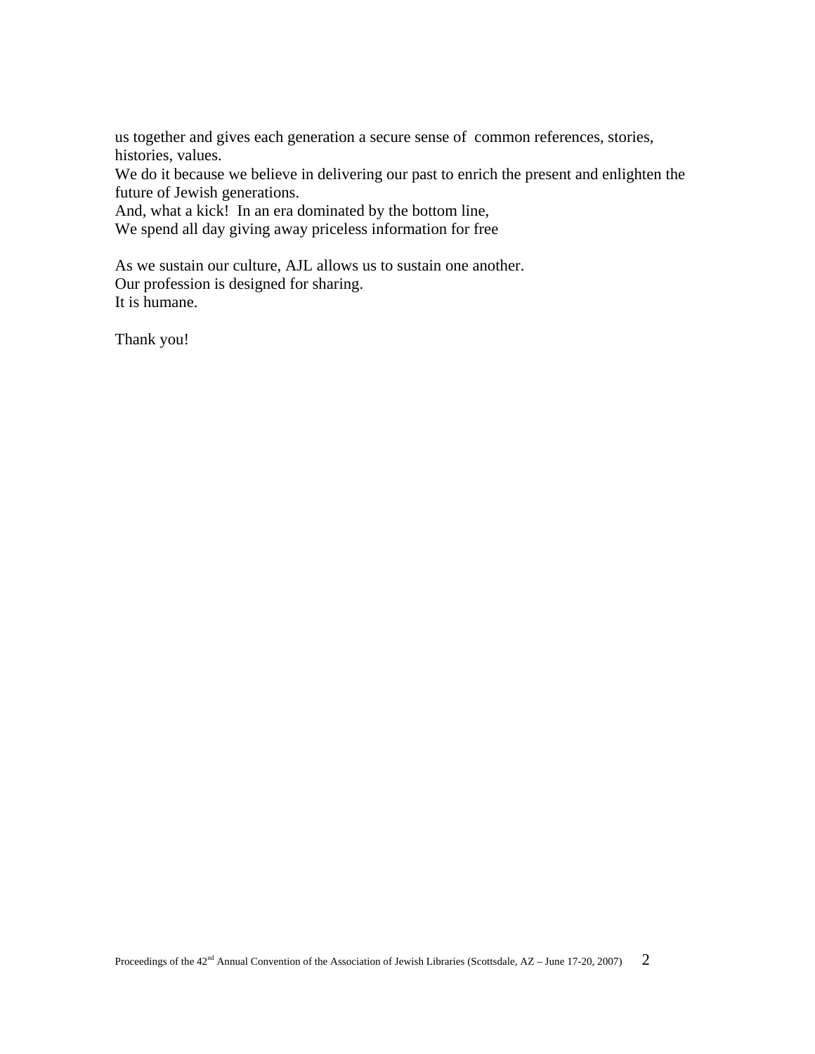us together and gives each generation a secure sense of common references, stories, histories, values.
We do it because we believe in delivering our past to enrich the present and enlighten the future of Jewish generations.
And, what a kick! In an era dominated by the bottom line,
We spend all day giving away priceless information for free

As we sustain our culture, AJL allows us to sustain one another.
Our profession is designed for sharing.
It is humane.

Thank you!